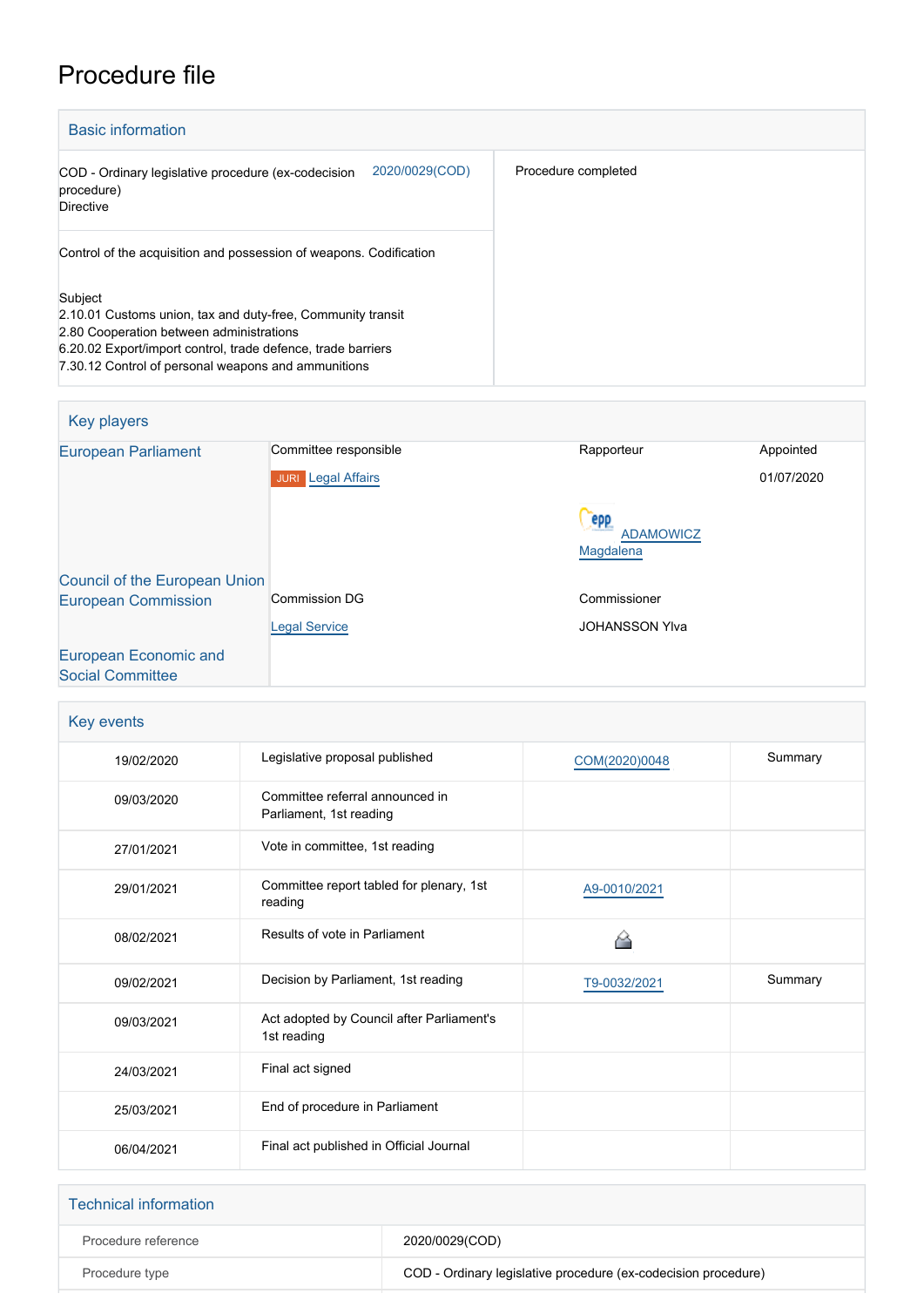# Procedure file

## Basic information

| | |
|---|---|
| COD - Ordinary legislative procedure (ex-codecision procedure)<br>Directive 2020/0029(COD) | Procedure completed |
| Control of the acquisition and possession of weapons. Codification | |
| Subject<br>2.10.01 Customs union, tax and duty-free, Community transit<br>2.80 Cooperation between administrations<br>6.20.02 Export/import control, trade defence, trade barriers<br>7.30.12 Control of personal weapons and ammunitions | |

## Key players

| | | | |
|---|---|---|---|
| European Parliament | Committee responsible | Rapporteur | Appointed |
| | JURI Legal Affairs | | 01/07/2020 |
| | | epp ADAMOWICZ Magdalena | |
| Council of the European Union | | | |
| European Commission | Commission DG | Commissioner | |
| | Legal Service | JOHANSSON Ylva | |
| European Economic and Social Committee | | | |

## Key events

| | | | |
|---|---|---|---|
| 19/02/2020 | Legislative proposal published | COM(2020)0048 | Summary |
| 09/03/2020 | Committee referral announced in Parliament, 1st reading | | |
| 27/01/2021 | Vote in committee, 1st reading | | |
| 29/01/2021 | Committee report tabled for plenary, 1st reading | A9-0010/2021 | |
| 08/02/2021 | Results of vote in Parliament | | |
| 09/02/2021 | Decision by Parliament, 1st reading | T9-0032/2021 | Summary |
| 09/03/2021 | Act adopted by Council after Parliament's 1st reading | | |
| 24/03/2021 | Final act signed | | |
| 25/03/2021 | End of procedure in Parliament | | |
| 06/04/2021 | Final act published in Official Journal | | |

## Technical information

| | |
|---|---|
| Procedure reference | 2020/0029(COD) |
| Procedure type | COD - Ordinary legislative procedure (ex-codecision procedure) |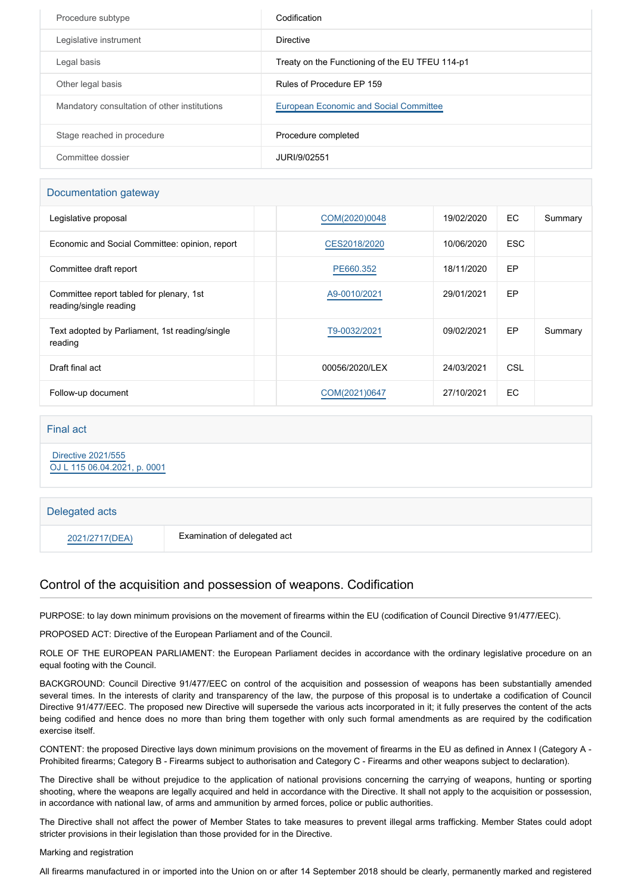| | |
|---|---|
| Procedure subtype | Codification |
| Legislative instrument | Directive |
| Legal basis | Treaty on the Functioning of the EU TFEU 114-p1 |
| Other legal basis | Rules of Procedure EP 159 |
| Mandatory consultation of other institutions | European Economic and Social Committee |
| Stage reached in procedure | Procedure completed |
| Committee dossier | JURI/9/02551 |

## Documentation gateway

| | | | | | |
|---|---|---|---|---|---|
| Legislative proposal | | COM(2020)0048 | 19/02/2020 | EC | Summary |
| Economic and Social Committee: opinion, report | | CES2018/2020 | 10/06/2020 | ESC | |
| Committee draft report | | PE660.352 | 18/11/2020 | EP | |
| Committee report tabled for plenary, 1st reading/single reading | | A9-0010/2021 | 29/01/2021 | EP | |
| Text adopted by Parliament, 1st reading/single reading | | T9-0032/2021 | 09/02/2021 | EP | Summary |
| Draft final act | | 00056/2020/LEX | 24/03/2021 | CSL | |
| Follow-up document | | COM(2021)0647 | 27/10/2021 | EC | |

## Final act

Directive 2021/555
OJ L 115 06.04.2021, p. 0001

## Delegated acts

| | |
|---|---|
| 2021/2717(DEA) | Examination of delegated act |

## Control of the acquisition and possession of weapons. Codification

PURPOSE: to lay down minimum provisions on the movement of firearms within the EU (codification of Council Directive 91/477/EEC).

PROPOSED ACT: Directive of the European Parliament and of the Council.

ROLE OF THE EUROPEAN PARLIAMENT: the European Parliament decides in accordance with the ordinary legislative procedure on an equal footing with the Council.

BACKGROUND: Council Directive 91/477/EEC on control of the acquisition and possession of weapons has been substantially amended several times. In the interests of clarity and transparency of the law, the purpose of this proposal is to undertake a codification of Council Directive 91/477/EEC. The proposed new Directive will supersede the various acts incorporated in it; it fully preserves the content of the acts being codified and hence does no more than bring them together with only such formal amendments as are required by the codification exercise itself.

CONTENT: the proposed Directive lays down minimum provisions on the movement of firearms in the EU as defined in Annex I (Category A - Prohibited firearms; Category B - Firearms subject to authorisation and Category C - Firearms and other weapons subject to declaration).

The Directive shall be without prejudice to the application of national provisions concerning the carrying of weapons, hunting or sporting shooting, where the weapons are legally acquired and held in accordance with the Directive. It shall not apply to the acquisition or possession, in accordance with national law, of arms and ammunition by armed forces, police or public authorities.

The Directive shall not affect the power of Member States to take measures to prevent illegal arms trafficking. Member States could adopt stricter provisions in their legislation than those provided for in the Directive.

Marking and registration

All firearms manufactured in or imported into the Union on or after 14 September 2018 should be clearly, permanently marked and registered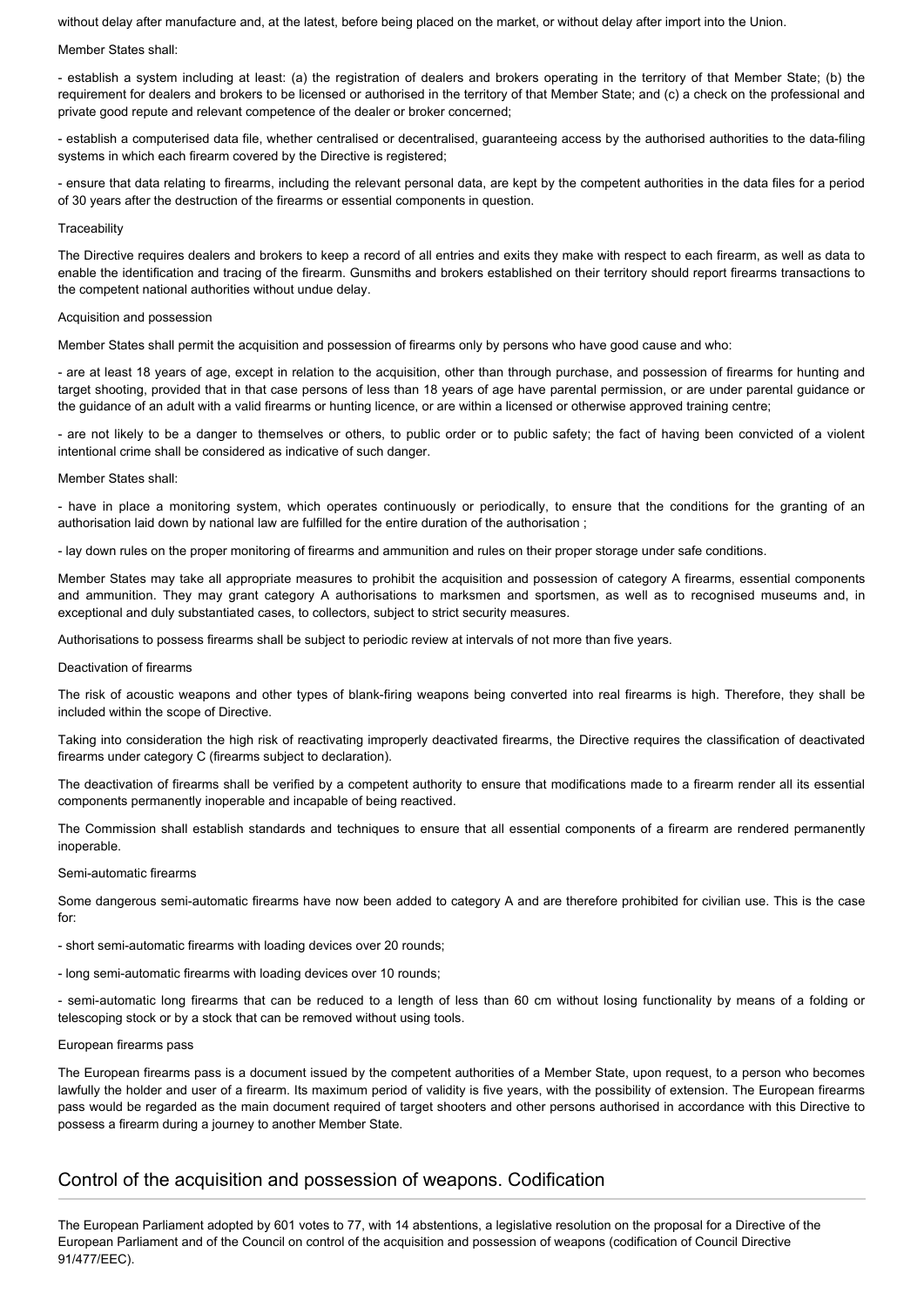without delay after manufacture and, at the latest, before being placed on the market, or without delay after import into the Union.

Member States shall:

- establish a system including at least: (a) the registration of dealers and brokers operating in the territory of that Member State; (b) the requirement for dealers and brokers to be licensed or authorised in the territory of that Member State; and (c) a check on the professional and private good repute and relevant competence of the dealer or broker concerned;
- establish a computerised data file, whether centralised or decentralised, guaranteeing access by the authorised authorities to the data-filing systems in which each firearm covered by the Directive is registered;
- ensure that data relating to firearms, including the relevant personal data, are kept by the competent authorities in the data files for a period of 30 years after the destruction of the firearms or essential components in question.

Traceability

The Directive requires dealers and brokers to keep a record of all entries and exits they make with respect to each firearm, as well as data to enable the identification and tracing of the firearm. Gunsmiths and brokers established on their territory should report firearms transactions to the competent national authorities without undue delay.

Acquisition and possession

Member States shall permit the acquisition and possession of firearms only by persons who have good cause and who:

- are at least 18 years of age, except in relation to the acquisition, other than through purchase, and possession of firearms for hunting and target shooting, provided that in that case persons of less than 18 years of age have parental permission, or are under parental guidance or the guidance of an adult with a valid firearms or hunting licence, or are within a licensed or otherwise approved training centre;
- are not likely to be a danger to themselves or others, to public order or to public safety; the fact of having been convicted of a violent intentional crime shall be considered as indicative of such danger.

Member States shall:

- have in place a monitoring system, which operates continuously or periodically, to ensure that the conditions for the granting of an authorisation laid down by national law are fulfilled for the entire duration of the authorisation ;
- lay down rules on the proper monitoring of firearms and ammunition and rules on their proper storage under safe conditions.

Member States may take all appropriate measures to prohibit the acquisition and possession of category A firearms, essential components and ammunition. They may grant category A authorisations to marksmen and sportsmen, as well as to recognised museums and, in exceptional and duly substantiated cases, to collectors, subject to strict security measures.

Authorisations to possess firearms shall be subject to periodic review at intervals of not more than five years.

Deactivation of firearms

The risk of acoustic weapons and other types of blank-firing weapons being converted into real firearms is high. Therefore, they shall be included within the scope of Directive.

Taking into consideration the high risk of reactivating improperly deactivated firearms, the Directive requires the classification of deactivated firearms under category C (firearms subject to declaration).

The deactivation of firearms shall be verified by a competent authority to ensure that modifications made to a firearm render all its essential components permanently inoperable and incapable of being reactived.

The Commission shall establish standards and techniques to ensure that all essential components of a firearm are rendered permanently inoperable.

Semi-automatic firearms

Some dangerous semi-automatic firearms have now been added to category A and are therefore prohibited for civilian use. This is the case for:

- short semi-automatic firearms with loading devices over 20 rounds;
- long semi-automatic firearms with loading devices over 10 rounds;
- semi-automatic long firearms that can be reduced to a length of less than 60 cm without losing functionality by means of a folding or telescoping stock or by a stock that can be removed without using tools.

European firearms pass

The European firearms pass is a document issued by the competent authorities of a Member State, upon request, to a person who becomes lawfully the holder and user of a firearm. Its maximum period of validity is five years, with the possibility of extension. The European firearms pass would be regarded as the main document required of target shooters and other persons authorised in accordance with this Directive to possess a firearm during a journey to another Member State.

## Control of the acquisition and possession of weapons. Codification

The European Parliament adopted by 601 votes to 77, with 14 abstentions, a legislative resolution on the proposal for a Directive of the European Parliament and of the Council on control of the acquisition and possession of weapons (codification of Council Directive 91/477/EEC).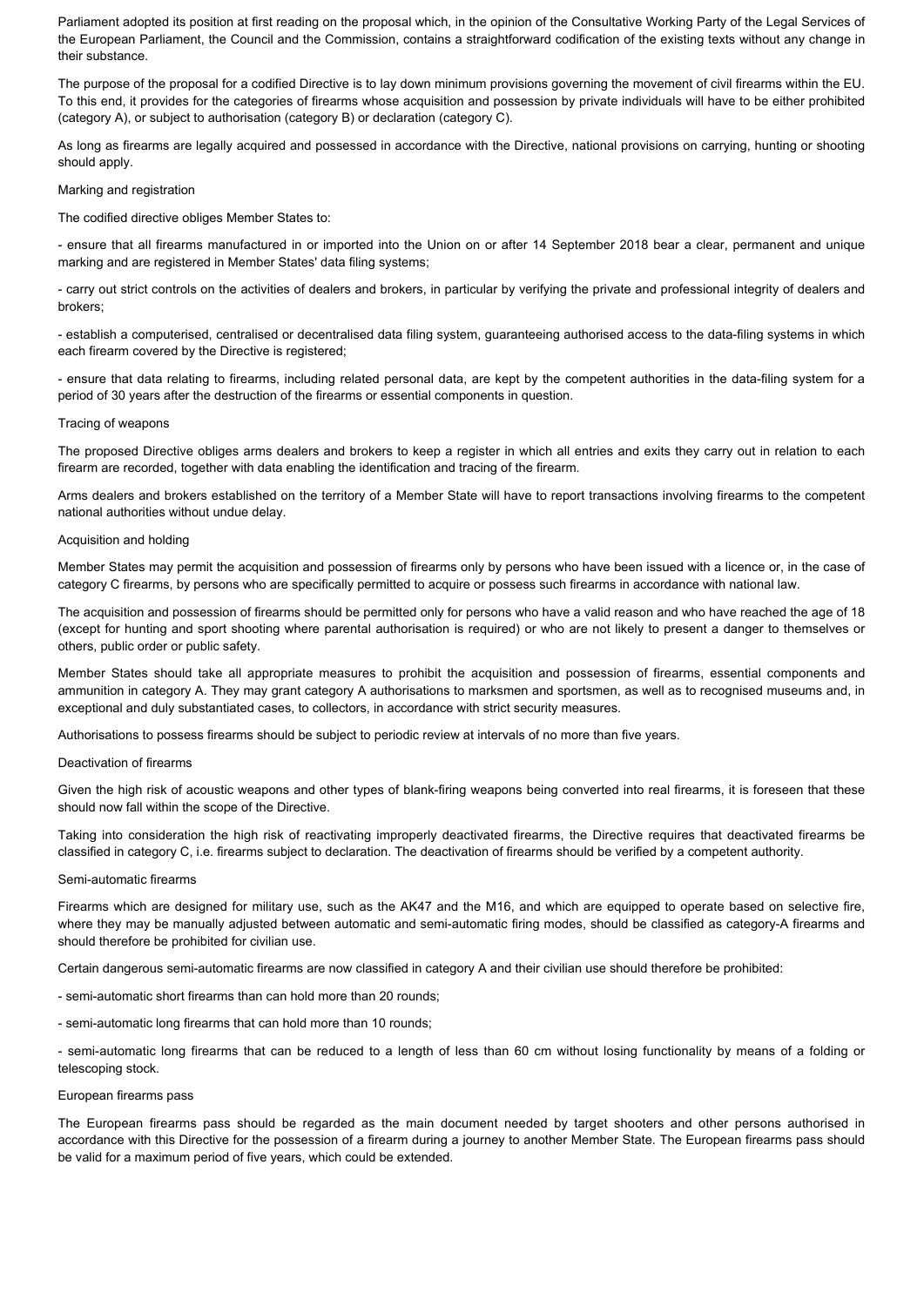Parliament adopted its position at first reading on the proposal which, in the opinion of the Consultative Working Party of the Legal Services of the European Parliament, the Council and the Commission, contains a straightforward codification of the existing texts without any change in their substance.

The purpose of the proposal for a codified Directive is to lay down minimum provisions governing the movement of civil firearms within the EU. To this end, it provides for the categories of firearms whose acquisition and possession by private individuals will have to be either prohibited (category A), or subject to authorisation (category B) or declaration (category C).

As long as firearms are legally acquired and possessed in accordance with the Directive, national provisions on carrying, hunting or shooting should apply.

Marking and registration

The codified directive obliges Member States to:

- ensure that all firearms manufactured in or imported into the Union on or after 14 September 2018 bear a clear, permanent and unique marking and are registered in Member States' data filing systems;
- carry out strict controls on the activities of dealers and brokers, in particular by verifying the private and professional integrity of dealers and brokers;
- establish a computerised, centralised or decentralised data filing system, guaranteeing authorised access to the data-filing systems in which each firearm covered by the Directive is registered;
- ensure that data relating to firearms, including related personal data, are kept by the competent authorities in the data-filing system for a period of 30 years after the destruction of the firearms or essential components in question.

Tracing of weapons

The proposed Directive obliges arms dealers and brokers to keep a register in which all entries and exits they carry out in relation to each firearm are recorded, together with data enabling the identification and tracing of the firearm.

Arms dealers and brokers established on the territory of a Member State will have to report transactions involving firearms to the competent national authorities without undue delay.

Acquisition and holding

Member States may permit the acquisition and possession of firearms only by persons who have been issued with a licence or, in the case of category C firearms, by persons who are specifically permitted to acquire or possess such firearms in accordance with national law.

The acquisition and possession of firearms should be permitted only for persons who have a valid reason and who have reached the age of 18 (except for hunting and sport shooting where parental authorisation is required) or who are not likely to present a danger to themselves or others, public order or public safety.

Member States should take all appropriate measures to prohibit the acquisition and possession of firearms, essential components and ammunition in category A. They may grant category A authorisations to marksmen and sportsmen, as well as to recognised museums and, in exceptional and duly substantiated cases, to collectors, in accordance with strict security measures.

Authorisations to possess firearms should be subject to periodic review at intervals of no more than five years.

Deactivation of firearms

Given the high risk of acoustic weapons and other types of blank-firing weapons being converted into real firearms, it is foreseen that these should now fall within the scope of the Directive.

Taking into consideration the high risk of reactivating improperly deactivated firearms, the Directive requires that deactivated firearms be classified in category C, i.e. firearms subject to declaration. The deactivation of firearms should be verified by a competent authority.

Semi-automatic firearms

Firearms which are designed for military use, such as the AK47 and the M16, and which are equipped to operate based on selective fire, where they may be manually adjusted between automatic and semi-automatic firing modes, should be classified as category-A firearms and should therefore be prohibited for civilian use.

Certain dangerous semi-automatic firearms are now classified in category A and their civilian use should therefore be prohibited:

- semi-automatic short firearms than can hold more than 20 rounds;
- semi-automatic long firearms that can hold more than 10 rounds;
- semi-automatic long firearms that can be reduced to a length of less than 60 cm without losing functionality by means of a folding or telescoping stock.

European firearms pass

The European firearms pass should be regarded as the main document needed by target shooters and other persons authorised in accordance with this Directive for the possession of a firearm during a journey to another Member State. The European firearms pass should be valid for a maximum period of five years, which could be extended.